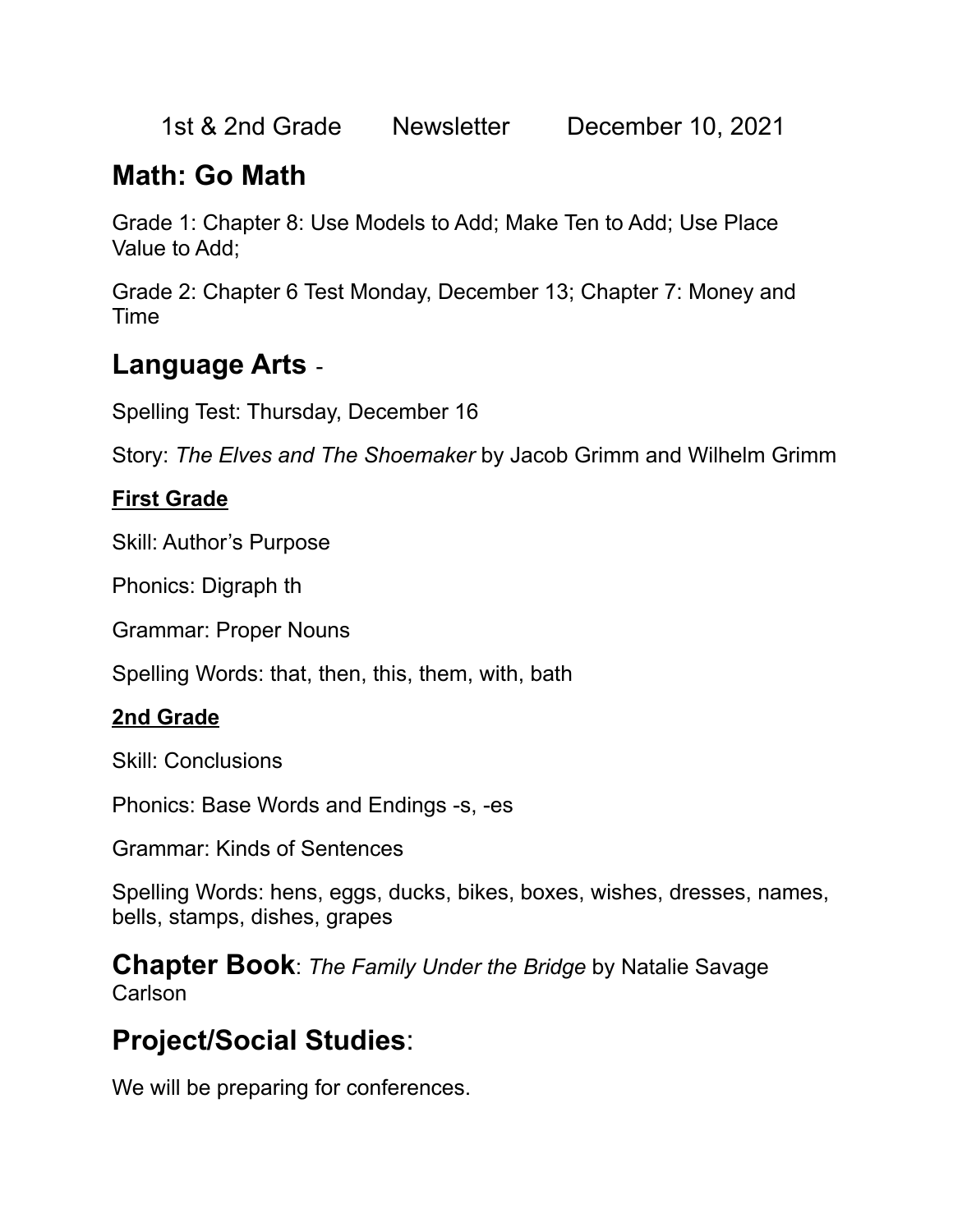1st & 2nd Grade Newsletter December 10, 2021

## Math: Go Math

Grade 1: Chapter 8: Use Models to Add; Make Ten to Add; Use Place Value to Add;

Grade 2: Chapter 6 Test Monday, December 13; Chapter 7: Money and Time

## Language Arts -

Spelling Test: Thursday, December 16

Story: *The Elves and The Shoemaker* by Jacob Grimm and Wilhelm Grimm

**First Grade**

Skill: Author's Purpose

Phonics: Digraph th

Grammar: Proper Nouns

Spelling Words: that, then, this, them, with, bath

**2nd Grade**

Skill: Conclusions

Phonics: Base Words and Endings -s, -es

Grammar: Kinds of Sentences

Spelling Words: hens, eggs, ducks, bikes, boxes, wishes, dresses, names, bells, stamps, dishes, grapes

**Chapter Book**: *The Family Under the Bridge* by Natalie Savage Carlson

## Project/Social Studies:

We will be preparing for conferences.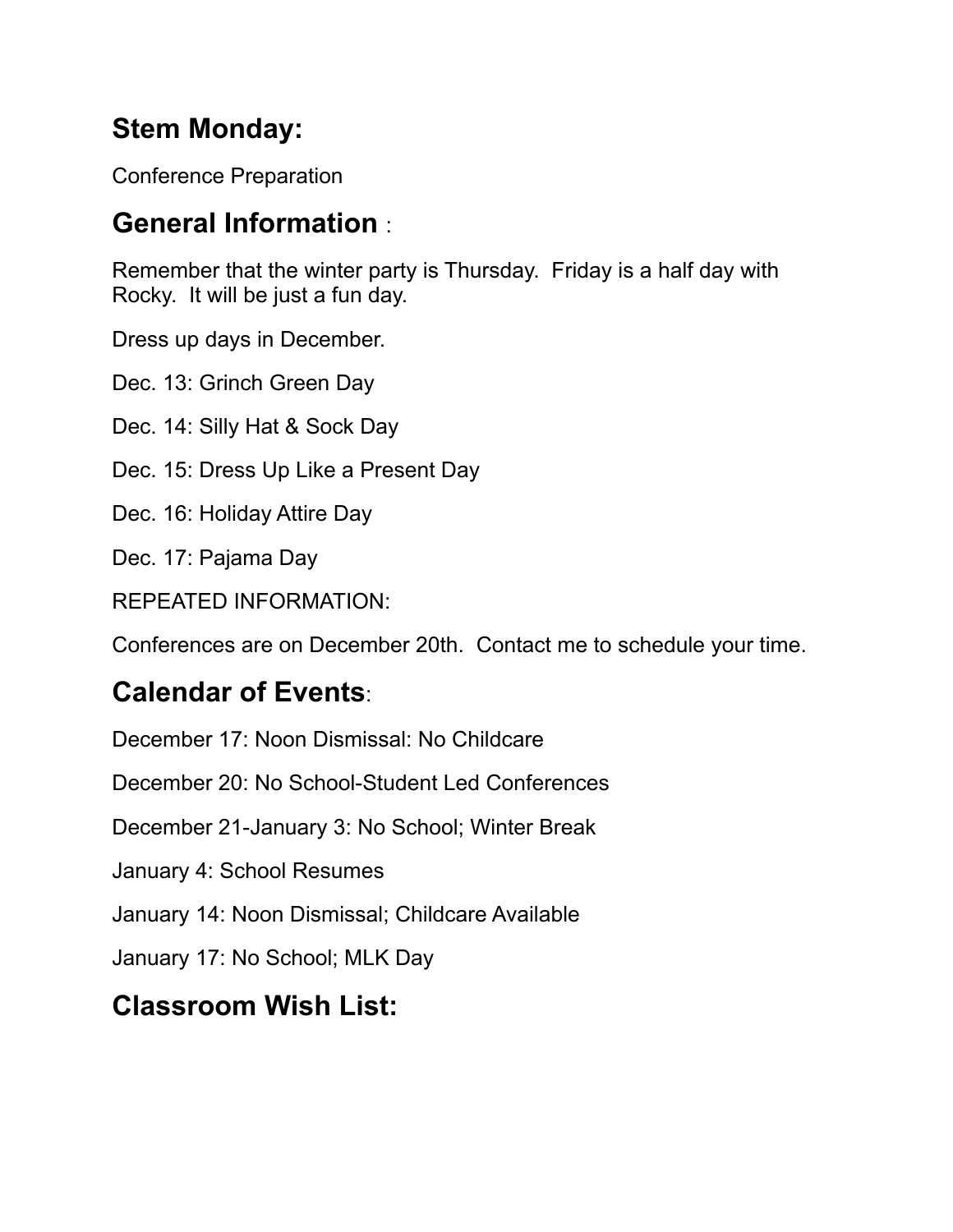## Stem Monday:

Conference Preparation

## General Information :

Remember that the winter party is Thursday. Friday is a half day with Rocky. It will be just a fun day.

Dress up days in December.

Dec. 13: Grinch Green Day

Dec. 14: Silly Hat & Sock Day

Dec. 15: Dress Up Like a Present Day

Dec. 16: Holiday Attire Day

Dec. 17: Pajama Day

REPEATED INFORMATION:

Conferences are on December 20th. Contact me to schedule your time.

## Calendar of Events:

December 17: Noon Dismissal: No Childcare

December 20: No School-Student Led Conferences

December 21-January 3: No School; Winter Break

January 4: School Resumes

January 14: Noon Dismissal; Childcare Available

January 17: No School; MLK Day

## Classroom Wish List: